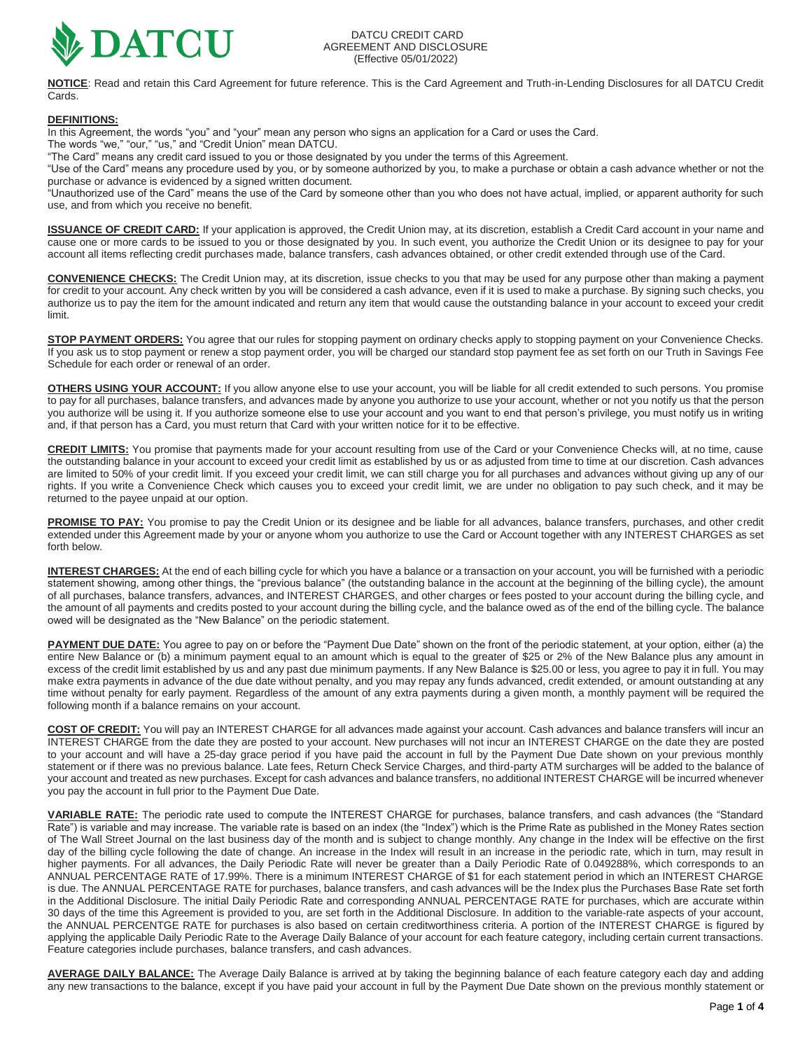DATCU

DATCU CREDIT CARD
AGREEMENT AND DISCLOSURE
(Effective 05/01/2022)

**NOTICE**: Read and retain this Card Agreement for future reference. This is the Card Agreement and Truth-in-Lending Disclosures for all DATCU Credit Cards.

**DEFINITIONS:**

In this Agreement, the words "you" and "your" mean any person who signs an application for a Card or uses the Card.

The words "we," "our," "us," and "Credit Union" mean DATCU.

"The Card" means any credit card issued to you or those designated by you under the terms of this Agreement.

"Use of the Card" means any procedure used by you, or by someone authorized by you, to make a purchase or obtain a cash advance whether or not the purchase or advance is evidenced by a signed written document.

"Unauthorized use of the Card" means the use of the Card by someone other than you who does not have actual, implied, or apparent authority for such use, and from which you receive no benefit.

**ISSUANCE OF CREDIT CARD:** If your application is approved, the Credit Union may, at its discretion, establish a Credit Card account in your name and cause one or more cards to be issued to you or those designated by you. In such event, you authorize the Credit Union or its designee to pay for your account all items reflecting credit purchases made, balance transfers, cash advances obtained, or other credit extended through use of the Card.

**CONVENIENCE CHECKS:** The Credit Union may, at its discretion, issue checks to you that may be used for any purpose other than making a payment for credit to your account. Any check written by you will be considered a cash advance, even if it is used to make a purchase. By signing such checks, you authorize us to pay the item for the amount indicated and return any item that would cause the outstanding balance in your account to exceed your credit limit.

**STOP PAYMENT ORDERS:** You agree that our rules for stopping payment on ordinary checks apply to stopping payment on your Convenience Checks. If you ask us to stop payment or renew a stop payment order, you will be charged our standard stop payment fee as set forth on our Truth in Savings Fee Schedule for each order or renewal of an order.

**OTHERS USING YOUR ACCOUNT:** If you allow anyone else to use your account, you will be liable for all credit extended to such persons. You promise to pay for all purchases, balance transfers, and advances made by anyone you authorize to use your account, whether or not you notify us that the person you authorize will be using it. If you authorize someone else to use your account and you want to end that person's privilege, you must notify us in writing and, if that person has a Card, you must return that Card with your written notice for it to be effective.

**CREDIT LIMITS:** You promise that payments made for your account resulting from use of the Card or your Convenience Checks will, at no time, cause the outstanding balance in your account to exceed your credit limit as established by us or as adjusted from time to time at our discretion. Cash advances are limited to 50% of your credit limit. If you exceed your credit limit, we can still charge you for all purchases and advances without giving up any of our rights. If you write a Convenience Check which causes you to exceed your credit limit, we are under no obligation to pay such check, and it may be returned to the payee unpaid at our option.

**PROMISE TO PAY:** You promise to pay the Credit Union or its designee and be liable for all advances, balance transfers, purchases, and other credit extended under this Agreement made by your or anyone whom you authorize to use the Card or Account together with any INTEREST CHARGES as set forth below.

**INTEREST CHARGES:** At the end of each billing cycle for which you have a balance or a transaction on your account, you will be furnished with a periodic statement showing, among other things, the "previous balance" (the outstanding balance in the account at the beginning of the billing cycle), the amount of all purchases, balance transfers, advances, and INTEREST CHARGES, and other charges or fees posted to your account during the billing cycle, and the amount of all payments and credits posted to your account during the billing cycle, and the balance owed as of the end of the billing cycle. The balance owed will be designated as the "New Balance" on the periodic statement.

**PAYMENT DUE DATE:** You agree to pay on or before the "Payment Due Date" shown on the front of the periodic statement, at your option, either (a) the entire New Balance or (b) a minimum payment equal to an amount which is equal to the greater of $25 or 2% of the New Balance plus any amount in excess of the credit limit established by us and any past due minimum payments. If any New Balance is $25.00 or less, you agree to pay it in full. You may make extra payments in advance of the due date without penalty, and you may repay any funds advanced, credit extended, or amount outstanding at any time without penalty for early payment. Regardless of the amount of any extra payments during a given month, a monthly payment will be required the following month if a balance remains on your account.

**COST OF CREDIT:** You will pay an INTEREST CHARGE for all advances made against your account. Cash advances and balance transfers will incur an INTEREST CHARGE from the date they are posted to your account. New purchases will not incur an INTEREST CHARGE on the date they are posted to your account and will have a 25-day grace period if you have paid the account in full by the Payment Due Date shown on your previous monthly statement or if there was no previous balance. Late fees, Return Check Service Charges, and third-party ATM surcharges will be added to the balance of your account and treated as new purchases. Except for cash advances and balance transfers, no additional INTEREST CHARGE will be incurred whenever you pay the account in full prior to the Payment Due Date.

**VARIABLE RATE:** The periodic rate used to compute the INTEREST CHARGE for purchases, balance transfers, and cash advances (the "Standard Rate") is variable and may increase. The variable rate is based on an index (the "Index") which is the Prime Rate as published in the Money Rates section of The Wall Street Journal on the last business day of the month and is subject to change monthly. Any change in the Index will be effective on the first day of the billing cycle following the date of change. An increase in the Index will result in an increase in the periodic rate, which in turn, may result in higher payments. For all advances, the Daily Periodic Rate will never be greater than a Daily Periodic Rate of 0.049288%, which corresponds to an ANNUAL PERCENTAGE RATE of 17.99%. There is a minimum INTEREST CHARGE of $1 for each statement period in which an INTEREST CHARGE is due. The ANNUAL PERCENTAGE RATE for purchases, balance transfers, and cash advances will be the Index plus the Purchases Base Rate set forth in the Additional Disclosure. The initial Daily Periodic Rate and corresponding ANNUAL PERCENTAGE RATE for purchases, which are accurate within 30 days of the time this Agreement is provided to you, are set forth in the Additional Disclosure. In addition to the variable-rate aspects of your account, the ANNUAL PERCENTGE RATE for purchases is also based on certain creditworthiness criteria. A portion of the INTEREST CHARGE is figured by applying the applicable Daily Periodic Rate to the Average Daily Balance of your account for each feature category, including certain current transactions. Feature categories include purchases, balance transfers, and cash advances.

**AVERAGE DAILY BALANCE:** The Average Daily Balance is arrived at by taking the beginning balance of each feature category each day and adding any new transactions to the balance, except if you have paid your account in full by the Payment Due Date shown on the previous monthly statement or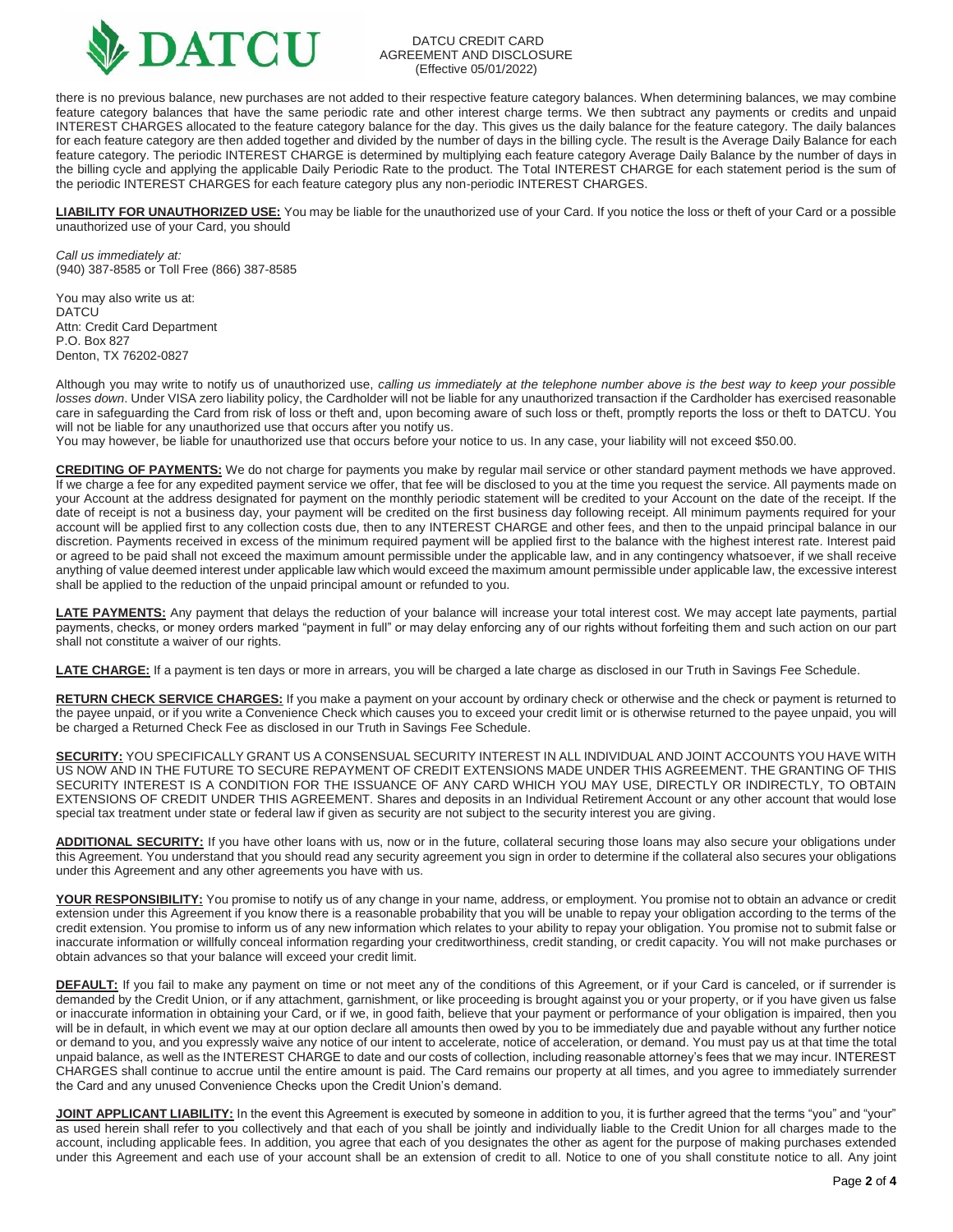there is no previous balance, new purchases are not added to their respective feature category balances. When determining balances, we may combine feature category balances that have the same periodic rate and other interest charge terms. We then subtract any payments or credits and unpaid INTEREST CHARGES allocated to the feature category balance for the day. This gives us the daily balance for the feature category. The daily balances for each feature category are then added together and divided by the number of days in the billing cycle. The result is the Average Daily Balance for each feature category. The periodic INTEREST CHARGE is determined by multiplying each feature category Average Daily Balance by the number of days in the billing cycle and applying the applicable Daily Periodic Rate to the product. The Total INTEREST CHARGE for each statement period is the sum of the periodic INTEREST CHARGES for each feature category plus any non-periodic INTEREST CHARGES.

**LIABILITY FOR UNAUTHORIZED USE:** You may be liable for the unauthorized use of your Card. If you notice the loss or theft of your Card or a possible unauthorized use of your Card, you should

*Call us immediately at:*
(940) 387-8585 or Toll Free (866) 387-8585

You may also write us at:
DATCU
Attn: Credit Card Department
P.O. Box 827
Denton, TX 76202-0827

Although you may write to notify us of unauthorized use, *calling us immediately at the telephone number above is the best way to keep your possible losses down*. Under VISA zero liability policy, the Cardholder will not be liable for any unauthorized transaction if the Cardholder has exercised reasonable care in safeguarding the Card from risk of loss or theft and, upon becoming aware of such loss or theft, promptly reports the loss or theft to DATCU. You will not be liable for any unauthorized use that occurs after you notify us.
You may however, be liable for unauthorized use that occurs before your notice to us. In any case, your liability will not exceed $50.00.

**CREDITING OF PAYMENTS:** We do not charge for payments you make by regular mail service or other standard payment methods we have approved. If we charge a fee for any expedited payment service we offer, that fee will be disclosed to you at the time you request the service. All payments made on your Account at the address designated for payment on the monthly periodic statement will be credited to your Account on the date of the receipt. If the date of receipt is not a business day, your payment will be credited on the first business day following receipt. All minimum payments required for your account will be applied first to any collection costs due, then to any INTEREST CHARGE and other fees, and then to the unpaid principal balance in our discretion. Payments received in excess of the minimum required payment will be applied first to the balance with the highest interest rate. Interest paid or agreed to be paid shall not exceed the maximum amount permissible under the applicable law, and in any contingency whatsoever, if we shall receive anything of value deemed interest under applicable law which would exceed the maximum amount permissible under applicable law, the excessive interest shall be applied to the reduction of the unpaid principal amount or refunded to you.

**LATE PAYMENTS:** Any payment that delays the reduction of your balance will increase your total interest cost. We may accept late payments, partial payments, checks, or money orders marked "payment in full" or may delay enforcing any of our rights without forfeiting them and such action on our part shall not constitute a waiver of our rights.

**LATE CHARGE:** If a payment is ten days or more in arrears, you will be charged a late charge as disclosed in our Truth in Savings Fee Schedule.

**RETURN CHECK SERVICE CHARGES:** If you make a payment on your account by ordinary check or otherwise and the check or payment is returned to the payee unpaid, or if you write a Convenience Check which causes you to exceed your credit limit or is otherwise returned to the payee unpaid, you will be charged a Returned Check Fee as disclosed in our Truth in Savings Fee Schedule.

**SECURITY:** YOU SPECIFICALLY GRANT US A CONSENSUAL SECURITY INTEREST IN ALL INDIVIDUAL AND JOINT ACCOUNTS YOU HAVE WITH US NOW AND IN THE FUTURE TO SECURE REPAYMENT OF CREDIT EXTENSIONS MADE UNDER THIS AGREEMENT. THE GRANTING OF THIS SECURITY INTEREST IS A CONDITION FOR THE ISSUANCE OF ANY CARD WHICH YOU MAY USE, DIRECTLY OR INDIRECTLY, TO OBTAIN EXTENSIONS OF CREDIT UNDER THIS AGREEMENT. Shares and deposits in an Individual Retirement Account or any other account that would lose special tax treatment under state or federal law if given as security are not subject to the security interest you are giving.

**ADDITIONAL SECURITY:** If you have other loans with us, now or in the future, collateral securing those loans may also secure your obligations under this Agreement. You understand that you should read any security agreement you sign in order to determine if the collateral also secures your obligations under this Agreement and any other agreements you have with us.

**YOUR RESPONSIBILITY:** You promise to notify us of any change in your name, address, or employment. You promise not to obtain an advance or credit extension under this Agreement if you know there is a reasonable probability that you will be unable to repay your obligation according to the terms of the credit extension. You promise to inform us of any new information which relates to your ability to repay your obligation. You promise not to submit false or inaccurate information or willfully conceal information regarding your creditworthiness, credit standing, or credit capacity. You will not make purchases or obtain advances so that your balance will exceed your credit limit.

**DEFAULT:** If you fail to make any payment on time or not meet any of the conditions of this Agreement, or if your Card is canceled, or if surrender is demanded by the Credit Union, or if any attachment, garnishment, or like proceeding is brought against you or your property, or if you have given us false or inaccurate information in obtaining your Card, or if we, in good faith, believe that your payment or performance of your obligation is impaired, then you will be in default, in which event we may at our option declare all amounts then owed by you to be immediately due and payable without any further notice or demand to you, and you expressly waive any notice of our intent to accelerate, notice of acceleration, or demand. You must pay us at that time the total unpaid balance, as well as the INTEREST CHARGE to date and our costs of collection, including reasonable attorney's fees that we may incur. INTEREST CHARGES shall continue to accrue until the entire amount is paid. The Card remains our property at all times, and you agree to immediately surrender the Card and any unused Convenience Checks upon the Credit Union's demand.

**JOINT APPLICANT LIABILITY:** In the event this Agreement is executed by someone in addition to you, it is further agreed that the terms "you" and "your" as used herein shall refer to you collectively and that each of you shall be jointly and individually liable to the Credit Union for all charges made to the account, including applicable fees. In addition, you agree that each of you designates the other as agent for the purpose of making purchases extended under this Agreement and each use of your account shall be an extension of credit to all. Notice to one of you shall constitute notice to all. Any joint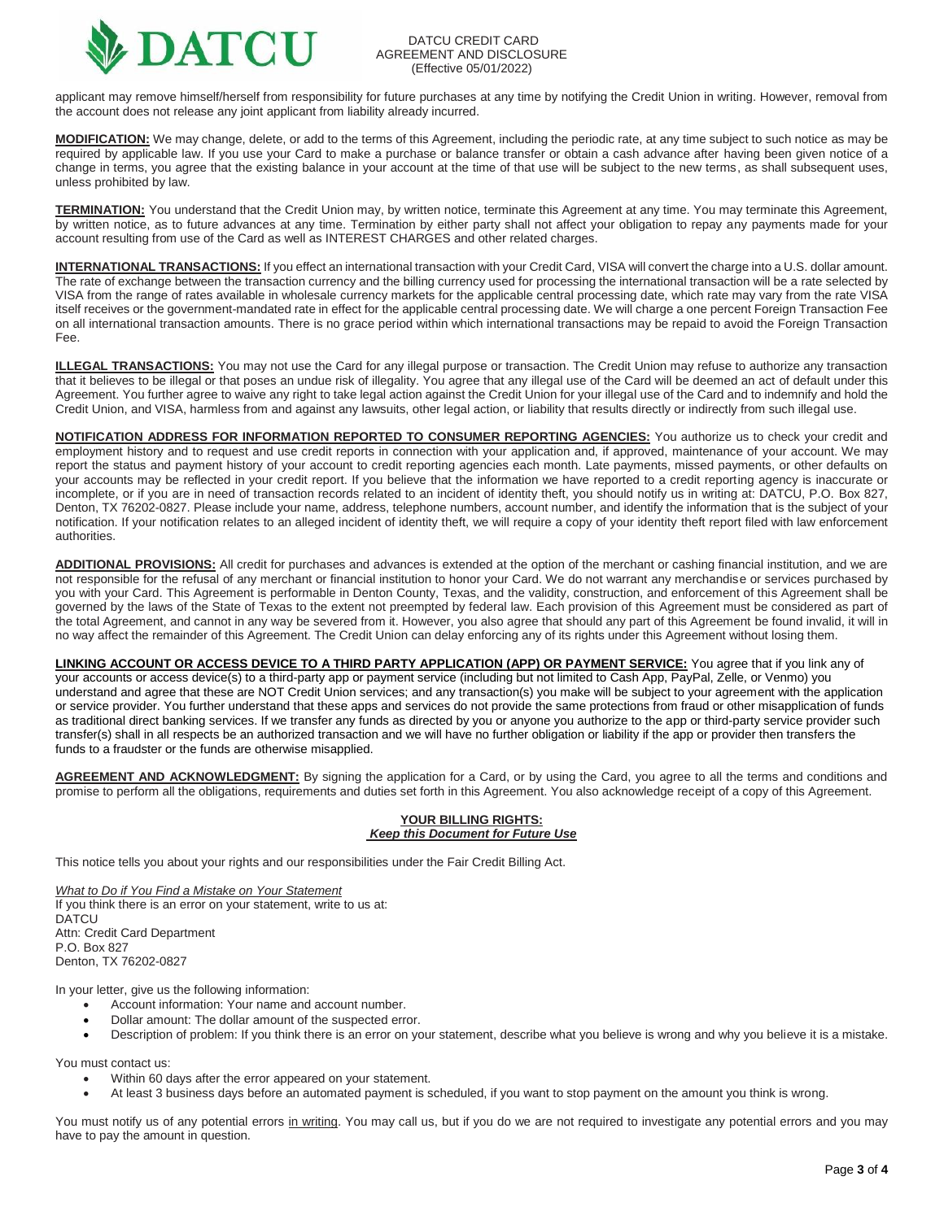applicant may remove himself/herself from responsibility for future purchases at any time by notifying the Credit Union in writing. However, removal from the account does not release any joint applicant from liability already incurred.

**MODIFICATION:** We may change, delete, or add to the terms of this Agreement, including the periodic rate, at any time subject to such notice as may be required by applicable law. If you use your Card to make a purchase or balance transfer or obtain a cash advance after having been given notice of a change in terms, you agree that the existing balance in your account at the time of that use will be subject to the new terms, as shall subsequent uses, unless prohibited by law.

**TERMINATION:** You understand that the Credit Union may, by written notice, terminate this Agreement at any time. You may terminate this Agreement, by written notice, as to future advances at any time. Termination by either party shall not affect your obligation to repay any payments made for your account resulting from use of the Card as well as INTEREST CHARGES and other related charges.

**INTERNATIONAL TRANSACTIONS:** If you effect an international transaction with your Credit Card, VISA will convert the charge into a U.S. dollar amount. The rate of exchange between the transaction currency and the billing currency used for processing the international transaction will be a rate selected by VISA from the range of rates available in wholesale currency markets for the applicable central processing date, which rate may vary from the rate VISA itself receives or the government-mandated rate in effect for the applicable central processing date. We will charge a one percent Foreign Transaction Fee on all international transaction amounts. There is no grace period within which international transactions may be repaid to avoid the Foreign Transaction Fee.

**ILLEGAL TRANSACTIONS:** You may not use the Card for any illegal purpose or transaction. The Credit Union may refuse to authorize any transaction that it believes to be illegal or that poses an undue risk of illegality. You agree that any illegal use of the Card will be deemed an act of default under this Agreement. You further agree to waive any right to take legal action against the Credit Union for your illegal use of the Card and to indemnify and hold the Credit Union, and VISA, harmless from and against any lawsuits, other legal action, or liability that results directly or indirectly from such illegal use.

**NOTIFICATION ADDRESS FOR INFORMATION REPORTED TO CONSUMER REPORTING AGENCIES:** You authorize us to check your credit and employment history and to request and use credit reports in connection with your application and, if approved, maintenance of your account. We may report the status and payment history of your account to credit reporting agencies each month. Late payments, missed payments, or other defaults on your accounts may be reflected in your credit report. If you believe that the information we have reported to a credit reporting agency is inaccurate or incomplete, or if you are in need of transaction records related to an incident of identity theft, you should notify us in writing at: DATCU, P.O. Box 827, Denton, TX 76202-0827. Please include your name, address, telephone numbers, account number, and identify the information that is the subject of your notification. If your notification relates to an alleged incident of identity theft, we will require a copy of your identity theft report filed with law enforcement authorities.

**ADDITIONAL PROVISIONS:** All credit for purchases and advances is extended at the option of the merchant or cashing financial institution, and we are not responsible for the refusal of any merchant or financial institution to honor your Card. We do not warrant any merchandise or services purchased by you with your Card. This Agreement is performable in Denton County, Texas, and the validity, construction, and enforcement of this Agreement shall be governed by the laws of the State of Texas to the extent not preempted by federal law. Each provision of this Agreement must be considered as part of the total Agreement, and cannot in any way be severed from it. However, you also agree that should any part of this Agreement be found invalid, it will in no way affect the remainder of this Agreement. The Credit Union can delay enforcing any of its rights under this Agreement without losing them.

**LINKING ACCOUNT OR ACCESS DEVICE TO A THIRD PARTY APPLICATION (APP) OR PAYMENT SERVICE:** You agree that if you link any of your accounts or access device(s) to a third-party app or payment service (including but not limited to Cash App, PayPal, Zelle, or Venmo) you understand and agree that these are NOT Credit Union services; and any transaction(s) you make will be subject to your agreement with the application or service provider. You further understand that these apps and services do not provide the same protections from fraud or other misapplication of funds as traditional direct banking services. If we transfer any funds as directed by you or anyone you authorize to the app or third-party service provider such transfer(s) shall in all respects be an authorized transaction and we will have no further obligation or liability if the app or provider then transfers the funds to a fraudster or the funds are otherwise misapplied.

**AGREEMENT AND ACKNOWLEDGMENT:** By signing the application for a Card, or by using the Card, you agree to all the terms and conditions and promise to perform all the obligations, requirements and duties set forth in this Agreement. You also acknowledge receipt of a copy of this Agreement.

## YOUR BILLING RIGHTS:
***Keep this Document for Future Use***

This notice tells you about your rights and our responsibilities under the Fair Credit Billing Act.

*What to Do if You Find a Mistake on Your Statement*

If you think there is an error on your statement, write to us at:
DATCU
Attn: Credit Card Department
P.O. Box 827
Denton, TX 76202-0827

In your letter, give us the following information:

- Account information: Your name and account number.
- Dollar amount: The dollar amount of the suspected error.
- Description of problem: If you think there is an error on your statement, describe what you believe is wrong and why you believe it is a mistake.

You must contact us:

- Within 60 days after the error appeared on your statement.
- At least 3 business days before an automated payment is scheduled, if you want to stop payment on the amount you think is wrong.

You must notify us of any potential errors in writing. You may call us, but if you do we are not required to investigate any potential errors and you may have to pay the amount in question.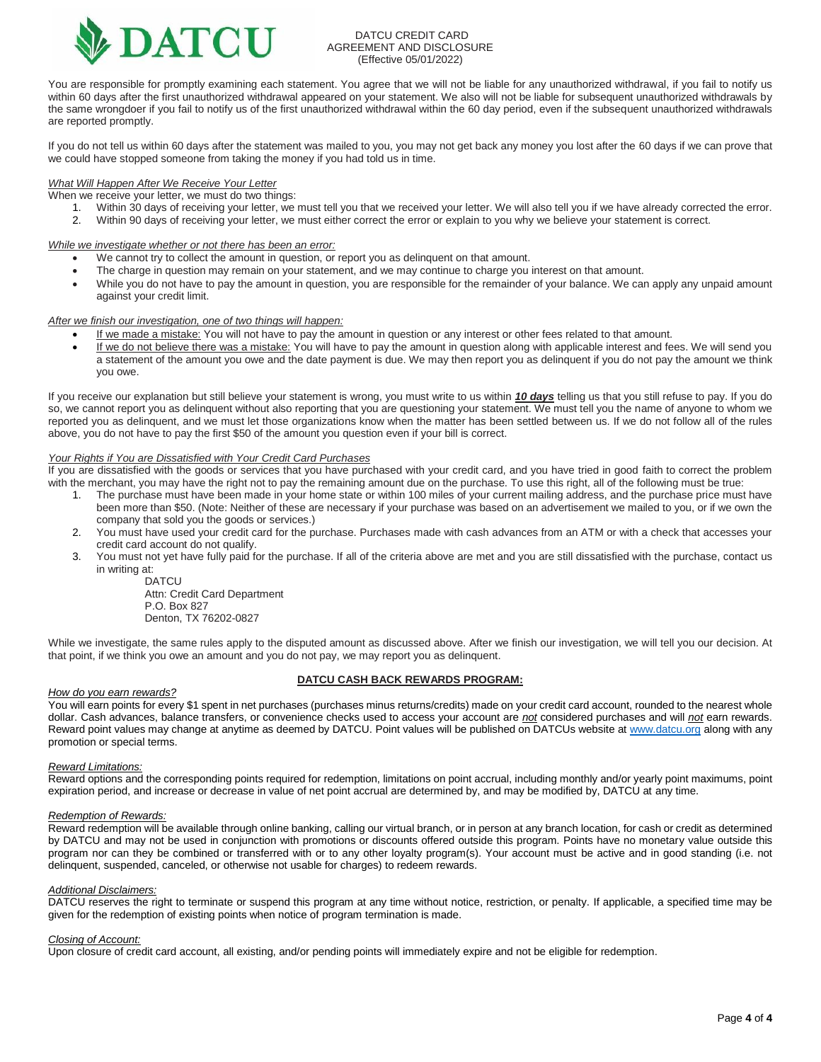You are responsible for promptly examining each statement. You agree that we will not be liable for any unauthorized withdrawal, if you fail to notify us within 60 days after the first unauthorized withdrawal appeared on your statement. We also will not be liable for subsequent unauthorized withdrawals by the same wrongdoer if you fail to notify us of the first unauthorized withdrawal within the 60 day period, even if the subsequent unauthorized withdrawals are reported promptly.

If you do not tell us within 60 days after the statement was mailed to you, you may not get back any money you lost after the 60 days if we can prove that we could have stopped someone from taking the money if you had told us in time.

*What Will Happen After We Receive Your Letter*

When we receive your letter, we must do two things:

1. Within 30 days of receiving your letter, we must tell you that we received your letter. We will also tell you if we have already corrected the error.
2. Within 90 days of receiving your letter, we must either correct the error or explain to you why we believe your statement is correct.

*While we investigate whether or not there has been an error:*

- We cannot try to collect the amount in question, or report you as delinquent on that amount.
- The charge in question may remain on your statement, and we may continue to charge you interest on that amount.
- While you do not have to pay the amount in question, you are responsible for the remainder of your balance. We can apply any unpaid amount against your credit limit.

*After we finish our investigation, one of two things will happen:*

- If we made a mistake: You will not have to pay the amount in question or any interest or other fees related to that amount.
- If we do not believe there was a mistake: You will have to pay the amount in question along with applicable interest and fees. We will send you a statement of the amount you owe and the date payment is due. We may then report you as delinquent if you do not pay the amount we think you owe.

If you receive our explanation but still believe your statement is wrong, you must write to us within ***10 days*** telling us that you still refuse to pay. If you do so, we cannot report you as delinquent without also reporting that you are questioning your statement. We must tell you the name of anyone to whom we reported you as delinquent, and we must let those organizations know when the matter has been settled between us. If we do not follow all of the rules above, you do not have to pay the first $50 of the amount you question even if your bill is correct.

*Your Rights if You are Dissatisfied with Your Credit Card Purchases*

If you are dissatisfied with the goods or services that you have purchased with your credit card, and you have tried in good faith to correct the problem with the merchant, you may have the right not to pay the remaining amount due on the purchase. To use this right, all of the following must be true:

1. The purchase must have been made in your home state or within 100 miles of your current mailing address, and the purchase price must have been more than $50. (Note: Neither of these are necessary if your purchase was based on an advertisement we mailed to you, or if we own the company that sold you the goods or services.)
2. You must have used your credit card for the purchase. Purchases made with cash advances from an ATM or with a check that accesses your credit card account do not qualify.
3. You must not yet have fully paid for the purchase. If all of the criteria above are met and you are still dissatisfied with the purchase, contact us in writing at:

   DATCU
   Attn: Credit Card Department
   P.O. Box 827
   Denton, TX 76202-0827

While we investigate, the same rules apply to the disputed amount as discussed above. After we finish our investigation, we will tell you our decision. At that point, if we think you owe an amount and you do not pay, we may report you as delinquent.

## DATCU CASH BACK REWARDS PROGRAM:

*How do you earn rewards?*

You will earn points for every $1 spent in net purchases (purchases minus returns/credits) made on your credit card account, rounded to the nearest whole dollar. Cash advances, balance transfers, or convenience checks used to access your account are ***not*** considered purchases and will ***not*** earn rewards. Reward point values may change at anytime as deemed by DATCU. Point values will be published on DATCUs website at www.datcu.org along with any promotion or special terms.

*Reward Limitations:*

Reward options and the corresponding points required for redemption, limitations on point accrual, including monthly and/or yearly point maximums, point expiration period, and increase or decrease in value of net point accrual are determined by, and may be modified by, DATCU at any time.

*Redemption of Rewards:*

Reward redemption will be available through online banking, calling our virtual branch, or in person at any branch location, for cash or credit as determined by DATCU and may not be used in conjunction with promotions or discounts offered outside this program. Points have no monetary value outside this program nor can they be combined or transferred with or to any other loyalty program(s). Your account must be active and in good standing (i.e. not delinquent, suspended, canceled, or otherwise not usable for charges) to redeem rewards.

*Additional Disclaimers:*

DATCU reserves the right to terminate or suspend this program at any time without notice, restriction, or penalty. If applicable, a specified time may be given for the redemption of existing points when notice of program termination is made.

*Closing of Account:*

Upon closure of credit card account, all existing, and/or pending points will immediately expire and not be eligible for redemption.